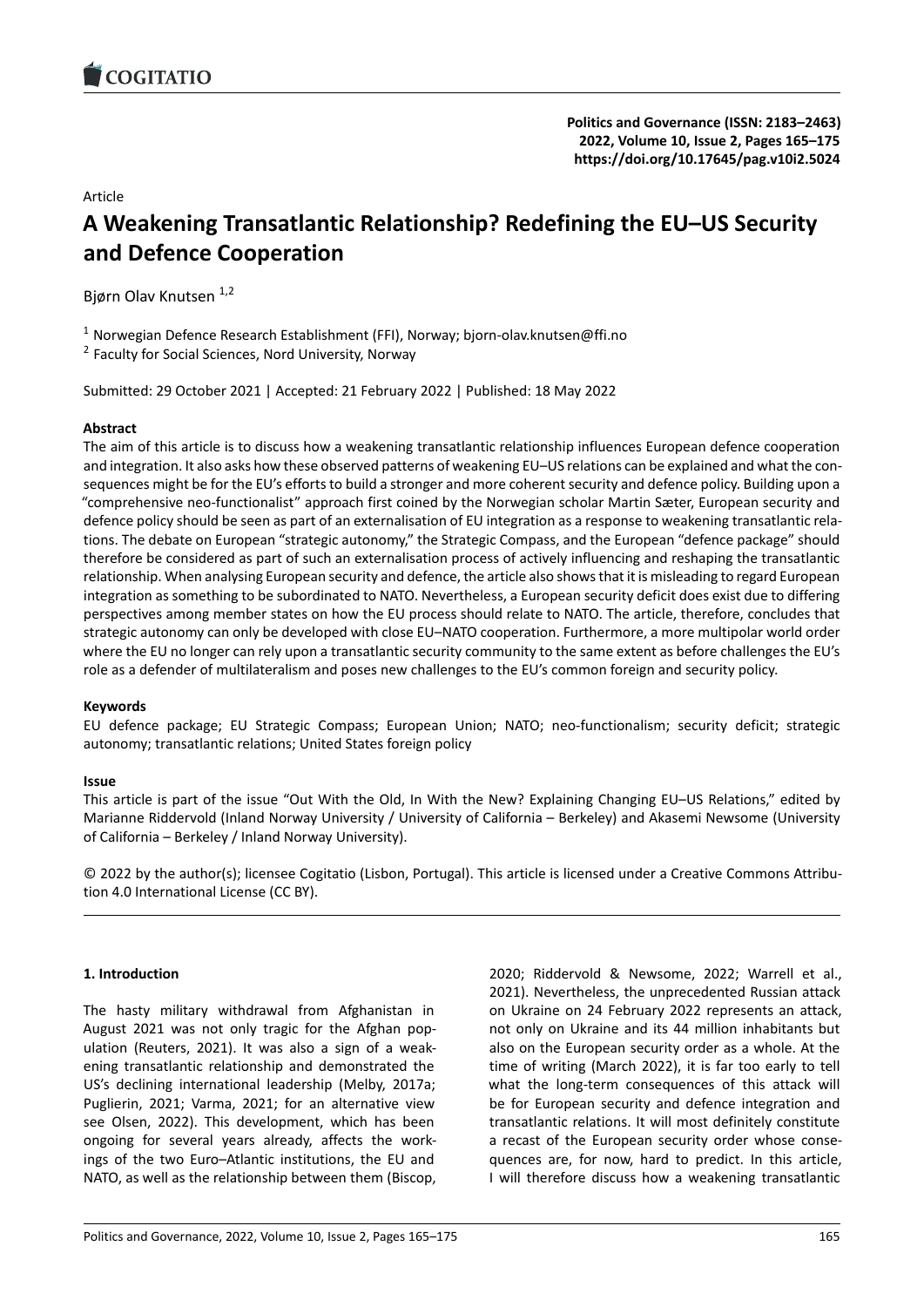Article

# A Weakening Transatlantic Relationship? Redefining the EU–US Security and Defence Cooperation

Bjørn Olav Knutsen [1,2]

[1] Norwegian Defence Research Establishment (FFI), Norway; bjorn-olav.knutsen@ffi.no

[2] Faculty for Social Sciences, Nord University, Norway

Submitted: 29 October 2021 | Accepted: 21 February 2022 | Published: 18 May 2022

### Abstract

The aim of this article is to discuss how a weakening transatlantic relationship influences European defence cooperation and integration. It also asks how these observed patterns of weakening EU–US relations can be explained and what the consequences might be for the EU's efforts to build a stronger and more coherent security and defence policy. Building upon a "comprehensive neo-functionalist" approach first coined by the Norwegian scholar Martin Sæter, European security and defence policy should be seen as part of an externalisation of EU integration as a response to weakening transatlantic relations. The debate on European "strategic autonomy," the Strategic Compass, and the European "defence package" should therefore be considered as part of such an externalisation process of actively influencing and reshaping the transatlantic relationship. When analysing European security and defence, the article also shows that it is misleading to regard European integration as something to be subordinated to NATO. Nevertheless, a European security deficit does exist due to differing perspectives among member states on how the EU process should relate to NATO. The article, therefore, concludes that strategic autonomy can only be developed with close EU–NATO cooperation. Furthermore, a more multipolar world order where the EU no longer can rely upon a transatlantic security community to the same extent as before challenges the EU's role as a defender of multilateralism and poses new challenges to the EU's common foreign and security policy.

### Keywords

EU defence package; EU Strategic Compass; European Union; NATO; neo-functionalism; security deficit; strategic autonomy; transatlantic relations; United States foreign policy

### Issue

This article is part of the issue "Out With the Old, In With the New? Explaining Changing EU–US Relations," edited by Marianne Riddervold (Inland Norway University / University of California – Berkeley) and Akasemi Newsome (University of California – Berkeley / Inland Norway University).

© 2022 by the author(s); licensee Cogitatio (Lisbon, Portugal). This article is licensed under a Creative Commons Attribution 4.0 International License (CC BY).

## 1. Introduction

The hasty military withdrawal from Afghanistan in August 2021 was not only tragic for the Afghan population (Reuters, 2021). It was also a sign of a weakening transatlantic relationship and demonstrated the US's declining international leadership (Melby, 2017a; Puglierin, 2021; Varma, 2021; for an alternative view see Olsen, 2022). This development, which has been ongoing for several years already, affects the workings of the two Euro–Atlantic institutions, the EU and NATO, as well as the relationship between them (Biscop, 2020; Riddervold & Newsome, 2022; Warrell et al., 2021). Nevertheless, the unprecedented Russian attack on Ukraine on 24 February 2022 represents an attack, not only on Ukraine and its 44 million inhabitants but also on the European security order as a whole. At the time of writing (March 2022), it is far too early to tell what the long-term consequences of this attack will be for European security and defence integration and transatlantic relations. It will most definitely constitute a recast of the European security order whose consequences are, for now, hard to predict. In this article, I will therefore discuss how a weakening transatlantic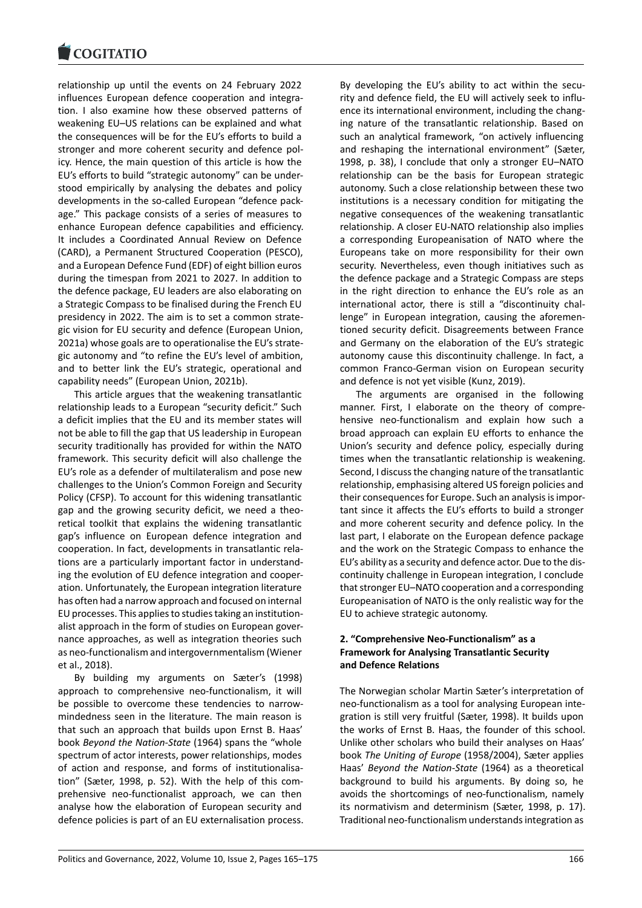relationship up until the events on 24 February 2022 influences European defence cooperation and integration. I also examine how these observed patterns of weakening EU–US relations can be explained and what the consequences will be for the EU's efforts to build a stronger and more coherent security and defence policy. Hence, the main question of this article is how the EU's efforts to build "strategic autonomy" can be understood empirically by analysing the debates and policy developments in the so-called European "defence package." This package consists of a series of measures to enhance European defence capabilities and efficiency. It includes a Coordinated Annual Review on Defence (CARD), a Permanent Structured Cooperation (PESCO), and a European Defence Fund (EDF) of eight billion euros during the timespan from 2021 to 2027. In addition to the defence package, EU leaders are also elaborating on a Strategic Compass to be finalised during the French EU presidency in 2022. The aim is to set a common strategic vision for EU security and defence (European Union, 2021a) whose goals are to operationalise the EU's strategic autonomy and "to refine the EU's level of ambition, and to better link the EU's strategic, operational and capability needs" (European Union, 2021b).

This article argues that the weakening transatlantic relationship leads to a European "security deficit." Such a deficit implies that the EU and its member states will not be able to fill the gap that US leadership in European security traditionally has provided for within the NATO framework. This security deficit will also challenge the EU's role as a defender of multilateralism and pose new challenges to the Union's Common Foreign and Security Policy (CFSP). To account for this widening transatlantic gap and the growing security deficit, we need a theoretical toolkit that explains the widening transatlantic gap's influence on European defence integration and cooperation. In fact, developments in transatlantic relations are a particularly important factor in understanding the evolution of EU defence integration and cooperation. Unfortunately, the European integration literature has often had a narrow approach and focused on internal EU processes. This applies to studies taking an institutionalist approach in the form of studies on European governance approaches, as well as integration theories such as neo-functionalism and intergovernmentalism (Wiener et al., 2018).

By building my arguments on Sæter's (1998) approach to comprehensive neo-functionalism, it will be possible to overcome these tendencies to narrow-mindedness seen in the literature. The main reason is that such an approach that builds upon Ernst B. Haas' book *Beyond the Nation-State* (1964) spans the "whole spectrum of actor interests, power relationships, modes of action and response, and forms of institutionalisation" (Sæter, 1998, p. 52). With the help of this comprehensive neo-functionalist approach, we can then analyse how the elaboration of European security and defence policies is part of an EU externalisation process. By developing the EU's ability to act within the security and defence field, the EU will actively seek to influence its international environment, including the changing nature of the transatlantic relationship. Based on such an analytical framework, "on actively influencing and reshaping the international environment" (Sæter, 1998, p. 38), I conclude that only a stronger EU–NATO relationship can be the basis for European strategic autonomy. Such a close relationship between these two institutions is a necessary condition for mitigating the negative consequences of the weakening transatlantic relationship. A closer EU-NATO relationship also implies a corresponding Europeanisation of NATO where the Europeans take on more responsibility for their own security. Nevertheless, even though initiatives such as the defence package and a Strategic Compass are steps in the right direction to enhance the EU's role as an international actor, there is still a "discontinuity challenge" in European integration, causing the aforementioned security deficit. Disagreements between France and Germany on the elaboration of the EU's strategic autonomy cause this discontinuity challenge. In fact, a common Franco-German vision on European security and defence is not yet visible (Kunz, 2019).

The arguments are organised in the following manner. First, I elaborate on the theory of comprehensive neo-functionalism and explain how such a broad approach can explain EU efforts to enhance the Union's security and defence policy, especially during times when the transatlantic relationship is weakening. Second, I discuss the changing nature of the transatlantic relationship, emphasising altered US foreign policies and their consequences for Europe. Such an analysis is important since it affects the EU's efforts to build a stronger and more coherent security and defence policy. In the last part, I elaborate on the European defence package and the work on the Strategic Compass to enhance the EU's ability as a security and defence actor. Due to the discontinuity challenge in European integration, I conclude that stronger EU–NATO cooperation and a corresponding Europeanisation of NATO is the only realistic way for the EU to achieve strategic autonomy.

## 2. "Comprehensive Neo-Functionalism" as a Framework for Analysing Transatlantic Security and Defence Relations

The Norwegian scholar Martin Sæter's interpretation of neo-functionalism as a tool for analysing European integration is still very fruitful (Sæter, 1998). It builds upon the works of Ernst B. Haas, the founder of this school. Unlike other scholars who build their analyses on Haas' book *The Uniting of Europe* (1958/2004), Sæter applies Haas' *Beyond the Nation-State* (1964) as a theoretical background to build his arguments. By doing so, he avoids the shortcomings of neo-functionalism, namely its normativism and determinism (Sæter, 1998, p. 17). Traditional neo-functionalism understands integration as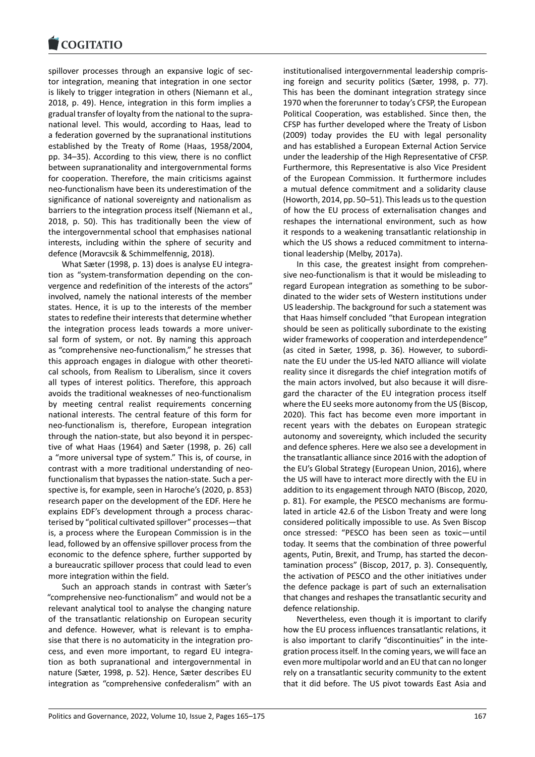spillover processes through an expansive logic of sector integration, meaning that integration in one sector is likely to trigger integration in others (Niemann et al., 2018, p. 49). Hence, integration in this form implies a gradual transfer of loyalty from the national to the supranational level. This would, according to Haas, lead to a federation governed by the supranational institutions established by the Treaty of Rome (Haas, 1958/2004, pp. 34–35). According to this view, there is no conflict between supranationality and intergovernmental forms for cooperation. Therefore, the main criticisms against neo-functionalism have been its underestimation of the significance of national sovereignty and nationalism as barriers to the integration process itself (Niemann et al., 2018, p. 50). This has traditionally been the view of the intergovernmental school that emphasises national interests, including within the sphere of security and defence (Moravcsik & Schimmelfennig, 2018).

What Sæter (1998, p. 13) does is analyse EU integration as "system-transformation depending on the convergence and redefinition of the interests of the actors" involved, namely the national interests of the member states. Hence, it is up to the interests of the member states to redefine their interests that determine whether the integration process leads towards a more universal form of system, or not. By naming this approach as "comprehensive neo-functionalism," he stresses that this approach engages in dialogue with other theoretical schools, from Realism to Liberalism, since it covers all types of interest politics. Therefore, this approach avoids the traditional weaknesses of neo-functionalism by meeting central realist requirements concerning national interests. The central feature of this form for neo-functionalism is, therefore, European integration through the nation-state, but also beyond it in perspective of what Haas (1964) and Sæter (1998, p. 26) call a "more universal type of system." This is, of course, in contrast with a more traditional understanding of neo-functionalism that bypasses the nation-state. Such a perspective is, for example, seen in Haroche's (2020, p. 853) research paper on the development of the EDF. Here he explains EDF's development through a process characterised by "political cultivated spillover" processes—that is, a process where the European Commission is in the lead, followed by an offensive spillover process from the economic to the defence sphere, further supported by a bureaucratic spillover process that could lead to even more integration within the field.

Such an approach stands in contrast with Sæter's "comprehensive neo-functionalism" and would not be a relevant analytical tool to analyse the changing nature of the transatlantic relationship on European security and defence. However, what is relevant is to emphasise that there is no automaticity in the integration process, and even more important, to regard EU integration as both supranational and intergovernmental in nature (Sæter, 1998, p. 52). Hence, Sæter describes EU integration as "comprehensive confederalism" with an institutionalised intergovernmental leadership comprising foreign and security politics (Sæter, 1998, p. 77). This has been the dominant integration strategy since 1970 when the forerunner to today's CFSP, the European Political Cooperation, was established. Since then, the CFSP has further developed where the Treaty of Lisbon (2009) today provides the EU with legal personality and has established a European External Action Service under the leadership of the High Representative of CFSP. Furthermore, this Representative is also Vice President of the European Commission. It furthermore includes a mutual defence commitment and a solidarity clause (Howorth, 2014, pp. 50–51). This leads us to the question of how the EU process of externalisation changes and reshapes the international environment, such as how it responds to a weakening transatlantic relationship in which the US shows a reduced commitment to international leadership (Melby, 2017a).

In this case, the greatest insight from comprehensive neo-functionalism is that it would be misleading to regard European integration as something to be subordinated to the wider sets of Western institutions under US leadership. The background for such a statement was that Haas himself concluded "that European integration should be seen as politically subordinate to the existing wider frameworks of cooperation and interdependence" (as cited in Sæter, 1998, p. 36). However, to subordinate the EU under the US-led NATO alliance will violate reality since it disregards the chief integration motifs of the main actors involved, but also because it will disregard the character of the EU integration process itself where the EU seeks more autonomy from the US (Biscop, 2020). This fact has become even more important in recent years with the debates on European strategic autonomy and sovereignty, which included the security and defence spheres. Here we also see a development in the transatlantic alliance since 2016 with the adoption of the EU's Global Strategy (European Union, 2016), where the US will have to interact more directly with the EU in addition to its engagement through NATO (Biscop, 2020, p. 81). For example, the PESCO mechanisms are formulated in article 42.6 of the Lisbon Treaty and were long considered politically impossible to use. As Sven Biscop once stressed: "PESCO has been seen as toxic—until today. It seems that the combination of three powerful agents, Putin, Brexit, and Trump, has started the decontamination process" (Biscop, 2017, p. 3). Consequently, the activation of PESCO and the other initiatives under the defence package is part of such an externalisation that changes and reshapes the transatlantic security and defence relationship.

Nevertheless, even though it is important to clarify how the EU process influences transatlantic relations, it is also important to clarify "discontinuities" in the integration process itself. In the coming years, we will face an even more multipolar world and an EU that can no longer rely on a transatlantic security community to the extent that it did before. The US pivot towards East Asia and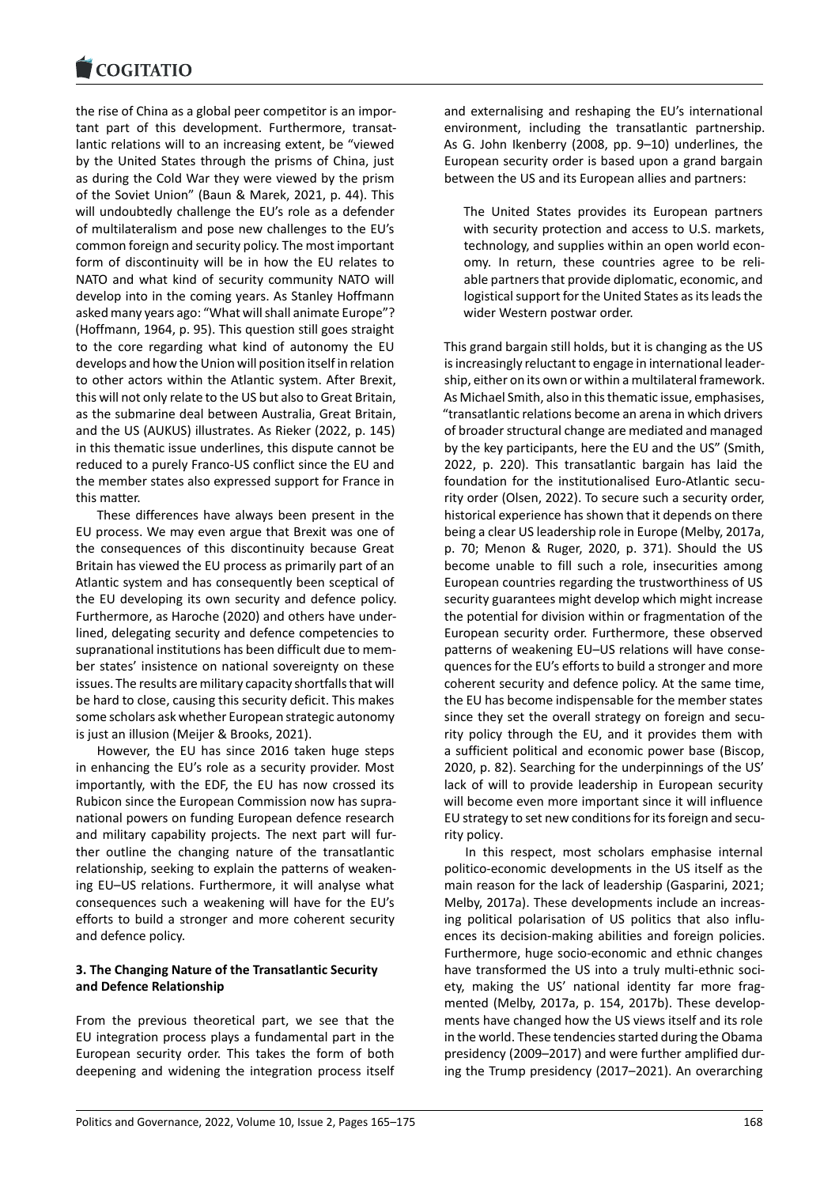the rise of China as a global peer competitor is an important part of this development. Furthermore, transatlantic relations will to an increasing extent, be "viewed by the United States through the prisms of China, just as during the Cold War they were viewed by the prism of the Soviet Union" (Baun & Marek, 2021, p. 44). This will undoubtedly challenge the EU's role as a defender of multilateralism and pose new challenges to the EU's common foreign and security policy. The most important form of discontinuity will be in how the EU relates to NATO and what kind of security community NATO will develop into in the coming years. As Stanley Hoffmann asked many years ago: "What will shall animate Europe"? (Hoffmann, 1964, p. 95). This question still goes straight to the core regarding what kind of autonomy the EU develops and how the Union will position itself in relation to other actors within the Atlantic system. After Brexit, this will not only relate to the US but also to Great Britain, as the submarine deal between Australia, Great Britain, and the US (AUKUS) illustrates. As Rieker (2022, p. 145) in this thematic issue underlines, this dispute cannot be reduced to a purely Franco-US conflict since the EU and the member states also expressed support for France in this matter.

These differences have always been present in the EU process. We may even argue that Brexit was one of the consequences of this discontinuity because Great Britain has viewed the EU process as primarily part of an Atlantic system and has consequently been sceptical of the EU developing its own security and defence policy. Furthermore, as Haroche (2020) and others have underlined, delegating security and defence competencies to supranational institutions has been difficult due to member states' insistence on national sovereignty on these issues. The results are military capacity shortfalls that will be hard to close, causing this security deficit. This makes some scholars ask whether European strategic autonomy is just an illusion (Meijer & Brooks, 2021).

However, the EU has since 2016 taken huge steps in enhancing the EU's role as a security provider. Most importantly, with the EDF, the EU has now crossed its Rubicon since the European Commission now has supranational powers on funding European defence research and military capability projects. The next part will further outline the changing nature of the transatlantic relationship, seeking to explain the patterns of weakening EU–US relations. Furthermore, it will analyse what consequences such a weakening will have for the EU's efforts to build a stronger and more coherent security and defence policy.

## 3. The Changing Nature of the Transatlantic Security and Defence Relationship

From the previous theoretical part, we see that the EU integration process plays a fundamental part in the European security order. This takes the form of both deepening and widening the integration process itself and externalising and reshaping the EU's international environment, including the transatlantic partnership. As G. John Ikenberry (2008, pp. 9–10) underlines, the European security order is based upon a grand bargain between the US and its European allies and partners:

> The United States provides its European partners with security protection and access to U.S. markets, technology, and supplies within an open world economy. In return, these countries agree to be reliable partners that provide diplomatic, economic, and logistical support for the United States as its leads the wider Western postwar order.

This grand bargain still holds, but it is changing as the US is increasingly reluctant to engage in international leadership, either on its own or within a multilateral framework. As Michael Smith, also in this thematic issue, emphasises, "transatlantic relations become an arena in which drivers of broader structural change are mediated and managed by the key participants, here the EU and the US" (Smith, 2022, p. 220). This transatlantic bargain has laid the foundation for the institutionalised Euro-Atlantic security order (Olsen, 2022). To secure such a security order, historical experience has shown that it depends on there being a clear US leadership role in Europe (Melby, 2017a, p. 70; Menon & Ruger, 2020, p. 371). Should the US become unable to fill such a role, insecurities among European countries regarding the trustworthiness of US security guarantees might develop which might increase the potential for division within or fragmentation of the European security order. Furthermore, these observed patterns of weakening EU–US relations will have consequences for the EU's efforts to build a stronger and more coherent security and defence policy. At the same time, the EU has become indispensable for the member states since they set the overall strategy on foreign and security policy through the EU, and it provides them with a sufficient political and economic power base (Biscop, 2020, p. 82). Searching for the underpinnings of the US' lack of will to provide leadership in European security will become even more important since it will influence EU strategy to set new conditions for its foreign and security policy.

In this respect, most scholars emphasise internal politico-economic developments in the US itself as the main reason for the lack of leadership (Gasparini, 2021; Melby, 2017a). These developments include an increasing political polarisation of US politics that also influences its decision-making abilities and foreign policies. Furthermore, huge socio-economic and ethnic changes have transformed the US into a truly multi-ethnic society, making the US' national identity far more fragmented (Melby, 2017a, p. 154, 2017b). These developments have changed how the US views itself and its role in the world. These tendencies started during the Obama presidency (2009–2017) and were further amplified during the Trump presidency (2017–2021). An overarching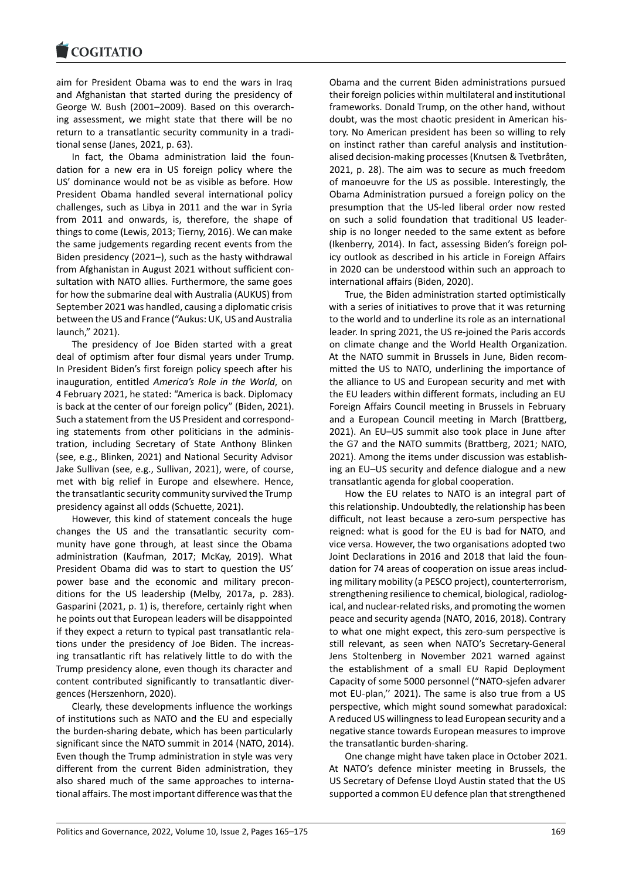aim for President Obama was to end the wars in Iraq and Afghanistan that started during the presidency of George W. Bush (2001–2009). Based on this overarching assessment, we might state that there will be no return to a transatlantic security community in a traditional sense (Janes, 2021, p. 63).

In fact, the Obama administration laid the foundation for a new era in US foreign policy where the US' dominance would not be as visible as before. How President Obama handled several international policy challenges, such as Libya in 2011 and the war in Syria from 2011 and onwards, is, therefore, the shape of things to come (Lewis, 2013; Tierny, 2016). We can make the same judgements regarding recent events from the Biden presidency (2021–), such as the hasty withdrawal from Afghanistan in August 2021 without sufficient consultation with NATO allies. Furthermore, the same goes for how the submarine deal with Australia (AUKUS) from September 2021 was handled, causing a diplomatic crisis between the US and France ("Aukus: UK, US and Australia launch," 2021).

The presidency of Joe Biden started with a great deal of optimism after four dismal years under Trump. In President Biden's first foreign policy speech after his inauguration, entitled *America's Role in the World*, on 4 February 2021, he stated: "America is back. Diplomacy is back at the center of our foreign policy" (Biden, 2021). Such a statement from the US President and corresponding statements from other politicians in the administration, including Secretary of State Anthony Blinken (see, e.g., Blinken, 2021) and National Security Advisor Jake Sullivan (see, e.g., Sullivan, 2021), were, of course, met with big relief in Europe and elsewhere. Hence, the transatlantic security community survived the Trump presidency against all odds (Schuette, 2021).

However, this kind of statement conceals the huge changes the US and the transatlantic security community have gone through, at least since the Obama administration (Kaufman, 2017; McKay, 2019). What President Obama did was to start to question the US' power base and the economic and military preconditions for the US leadership (Melby, 2017a, p. 283). Gasparini (2021, p. 1) is, therefore, certainly right when he points out that European leaders will be disappointed if they expect a return to typical past transatlantic relations under the presidency of Joe Biden. The increasing transatlantic rift has relatively little to do with the Trump presidency alone, even though its character and content contributed significantly to transatlantic divergences (Herszenhorn, 2020).

Clearly, these developments influence the workings of institutions such as NATO and the EU and especially the burden-sharing debate, which has been particularly significant since the NATO summit in 2014 (NATO, 2014). Even though the Trump administration in style was very different from the current Biden administration, they also shared much of the same approaches to international affairs. The most important difference was that the Obama and the current Biden administrations pursued their foreign policies within multilateral and institutional frameworks. Donald Trump, on the other hand, without doubt, was the most chaotic president in American history. No American president has been so willing to rely on instinct rather than careful analysis and institutionalised decision-making processes (Knutsen & Tvetbråten, 2021, p. 28). The aim was to secure as much freedom of manoeuvre for the US as possible. Interestingly, the Obama Administration pursued a foreign policy on the presumption that the US-led liberal order now rested on such a solid foundation that traditional US leadership is no longer needed to the same extent as before (Ikenberry, 2014). In fact, assessing Biden's foreign policy outlook as described in his article in Foreign Affairs in 2020 can be understood within such an approach to international affairs (Biden, 2020).

True, the Biden administration started optimistically with a series of initiatives to prove that it was returning to the world and to underline its role as an international leader. In spring 2021, the US re-joined the Paris accords on climate change and the World Health Organization. At the NATO summit in Brussels in June, Biden recommitted the US to NATO, underlining the importance of the alliance to US and European security and met with the EU leaders within different formats, including an EU Foreign Affairs Council meeting in Brussels in February and a European Council meeting in March (Brattberg, 2021). An EU–US summit also took place in June after the G7 and the NATO summits (Brattberg, 2021; NATO, 2021). Among the items under discussion was establishing an EU–US security and defence dialogue and a new transatlantic agenda for global cooperation.

How the EU relates to NATO is an integral part of this relationship. Undoubtedly, the relationship has been difficult, not least because a zero-sum perspective has reigned: what is good for the EU is bad for NATO, and vice versa. However, the two organisations adopted two Joint Declarations in 2016 and 2018 that laid the foundation for 74 areas of cooperation on issue areas including military mobility (a PESCO project), counterterrorism, strengthening resilience to chemical, biological, radiological, and nuclear-related risks, and promoting the women peace and security agenda (NATO, 2016, 2018). Contrary to what one might expect, this zero-sum perspective is still relevant, as seen when NATO's Secretary-General Jens Stoltenberg in November 2021 warned against the establishment of a small EU Rapid Deployment Capacity of some 5000 personnel ("NATO-sjefen advarer mot EU-plan,'' 2021). The same is also true from a US perspective, which might sound somewhat paradoxical: A reduced US willingness to lead European security and a negative stance towards European measures to improve the transatlantic burden-sharing.

One change might have taken place in October 2021. At NATO's defence minister meeting in Brussels, the US Secretary of Defense Lloyd Austin stated that the US supported a common EU defence plan that strengthened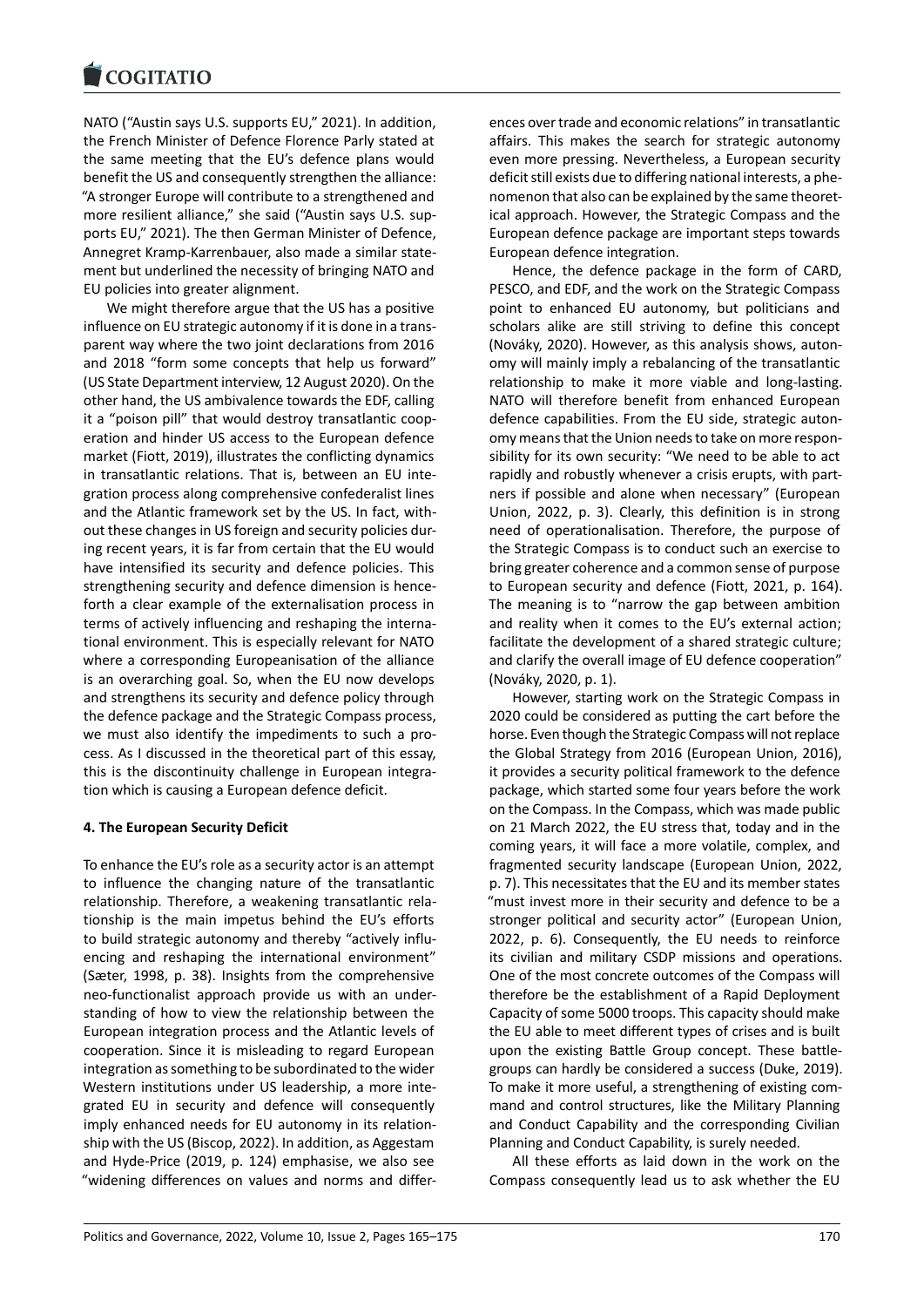NATO ("Austin says U.S. supports EU," 2021). In addition, the French Minister of Defence Florence Parly stated at the same meeting that the EU's defence plans would benefit the US and consequently strengthen the alliance: "A stronger Europe will contribute to a strengthened and more resilient alliance," she said ("Austin says U.S. supports EU," 2021). The then German Minister of Defence, Annegret Kramp-Karrenbauer, also made a similar statement but underlined the necessity of bringing NATO and EU policies into greater alignment.

We might therefore argue that the US has a positive influence on EU strategic autonomy if it is done in a transparent way where the two joint declarations from 2016 and 2018 "form some concepts that help us forward" (US State Department interview, 12 August 2020). On the other hand, the US ambivalence towards the EDF, calling it a "poison pill" that would destroy transatlantic cooperation and hinder US access to the European defence market (Fiott, 2019), illustrates the conflicting dynamics in transatlantic relations. That is, between an EU integration process along comprehensive confederalist lines and the Atlantic framework set by the US. In fact, without these changes in US foreign and security policies during recent years, it is far from certain that the EU would have intensified its security and defence policies. This strengthening security and defence dimension is henceforth a clear example of the externalisation process in terms of actively influencing and reshaping the international environment. This is especially relevant for NATO where a corresponding Europeanisation of the alliance is an overarching goal. So, when the EU now develops and strengthens its security and defence policy through the defence package and the Strategic Compass process, we must also identify the impediments to such a process. As I discussed in the theoretical part of this essay, this is the discontinuity challenge in European integration which is causing a European defence deficit.

## 4. The European Security Deficit

To enhance the EU's role as a security actor is an attempt to influence the changing nature of the transatlantic relationship. Therefore, a weakening transatlantic relationship is the main impetus behind the EU's efforts to build strategic autonomy and thereby "actively influencing and reshaping the international environment" (Sæter, 1998, p. 38). Insights from the comprehensive neo-functionalist approach provide us with an understanding of how to view the relationship between the European integration process and the Atlantic levels of cooperation. Since it is misleading to regard European integration as something to be subordinated to the wider Western institutions under US leadership, a more integrated EU in security and defence will consequently imply enhanced needs for EU autonomy in its relationship with the US (Biscop, 2022). In addition, as Aggestam and Hyde-Price (2019, p. 124) emphasise, we also see "widening differences on values and norms and differences over trade and economic relations" in transatlantic affairs. This makes the search for strategic autonomy even more pressing. Nevertheless, a European security deficit still exists due to differing national interests, a phenomenon that also can be explained by the same theoretical approach. However, the Strategic Compass and the European defence package are important steps towards European defence integration.

Hence, the defence package in the form of CARD, PESCO, and EDF, and the work on the Strategic Compass point to enhanced EU autonomy, but politicians and scholars alike are still striving to define this concept (Nováky, 2020). However, as this analysis shows, autonomy will mainly imply a rebalancing of the transatlantic relationship to make it more viable and long-lasting. NATO will therefore benefit from enhanced European defence capabilities. From the EU side, strategic autonomy means that the Union needs to take on more responsibility for its own security: "We need to be able to act rapidly and robustly whenever a crisis erupts, with partners if possible and alone when necessary" (European Union, 2022, p. 3). Clearly, this definition is in strong need of operationalisation. Therefore, the purpose of the Strategic Compass is to conduct such an exercise to bring greater coherence and a common sense of purpose to European security and defence (Fiott, 2021, p. 164). The meaning is to "narrow the gap between ambition and reality when it comes to the EU's external action; facilitate the development of a shared strategic culture; and clarify the overall image of EU defence cooperation" (Nováky, 2020, p. 1).

However, starting work on the Strategic Compass in 2020 could be considered as putting the cart before the horse. Even though the Strategic Compass will not replace the Global Strategy from 2016 (European Union, 2016), it provides a security political framework to the defence package, which started some four years before the work on the Compass. In the Compass, which was made public on 21 March 2022, the EU stress that, today and in the coming years, it will face a more volatile, complex, and fragmented security landscape (European Union, 2022, p. 7). This necessitates that the EU and its member states "must invest more in their security and defence to be a stronger political and security actor" (European Union, 2022, p. 6). Consequently, the EU needs to reinforce its civilian and military CSDP missions and operations. One of the most concrete outcomes of the Compass will therefore be the establishment of a Rapid Deployment Capacity of some 5000 troops. This capacity should make the EU able to meet different types of crises and is built upon the existing Battle Group concept. These battlegroups can hardly be considered a success (Duke, 2019). To make it more useful, a strengthening of existing command and control structures, like the Military Planning and Conduct Capability and the corresponding Civilian Planning and Conduct Capability, is surely needed.

All these efforts as laid down in the work on the Compass consequently lead us to ask whether the EU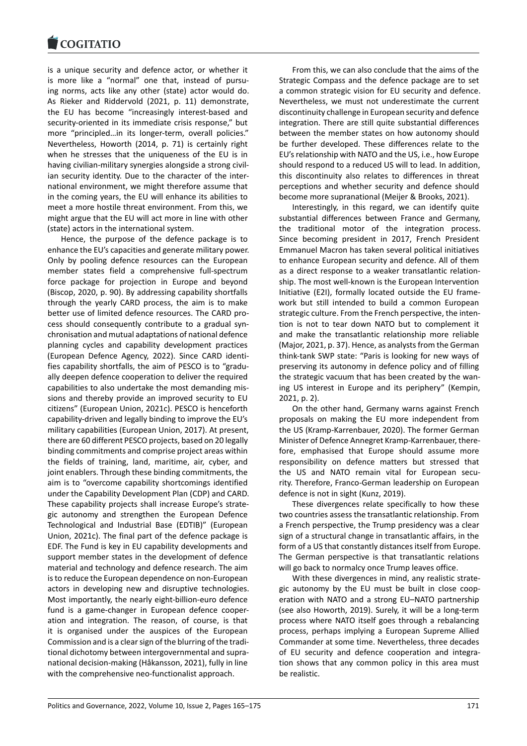is a unique security and defence actor, or whether it is more like a "normal" one that, instead of pursuing norms, acts like any other (state) actor would do. As Rieker and Riddervold (2021, p. 11) demonstrate, the EU has become "increasingly interest-based and security-oriented in its immediate crisis response," but more "principled…in its longer-term, overall policies." Nevertheless, Howorth (2014, p. 71) is certainly right when he stresses that the uniqueness of the EU is in having civilian-military synergies alongside a strong civilian security identity. Due to the character of the international environment, we might therefore assume that in the coming years, the EU will enhance its abilities to meet a more hostile threat environment. From this, we might argue that the EU will act more in line with other (state) actors in the international system.

Hence, the purpose of the defence package is to enhance the EU's capacities and generate military power. Only by pooling defence resources can the European member states field a comprehensive full-spectrum force package for projection in Europe and beyond (Biscop, 2020, p. 90). By addressing capability shortfalls through the yearly CARD process, the aim is to make better use of limited defence resources. The CARD process should consequently contribute to a gradual synchronisation and mutual adaptations of national defence planning cycles and capability development practices (European Defence Agency, 2022). Since CARD identifies capability shortfalls, the aim of PESCO is to "gradually deepen defence cooperation to deliver the required capabilities to also undertake the most demanding missions and thereby provide an improved security to EU citizens" (European Union, 2021c). PESCO is henceforth capability-driven and legally binding to improve the EU's military capabilities (European Union, 2017). At present, there are 60 different PESCO projects, based on 20 legally binding commitments and comprise project areas within the fields of training, land, maritime, air, cyber, and joint enablers. Through these binding commitments, the aim is to "overcome capability shortcomings identified under the Capability Development Plan (CDP) and CARD. These capability projects shall increase Europe's strategic autonomy and strengthen the European Defence Technological and Industrial Base (EDTIB)" (European Union, 2021c). The final part of the defence package is EDF. The Fund is key in EU capability developments and support member states in the development of defence material and technology and defence research. The aim is to reduce the European dependence on non-European actors in developing new and disruptive technologies. Most importantly, the nearly eight-billion-euro defence fund is a game-changer in European defence cooperation and integration. The reason, of course, is that it is organised under the auspices of the European Commission and is a clear sign of the blurring of the traditional dichotomy between intergovernmental and supranational decision-making (Håkansson, 2021), fully in line with the comprehensive neo-functionalist approach.

From this, we can also conclude that the aims of the Strategic Compass and the defence package are to set a common strategic vision for EU security and defence. Nevertheless, we must not underestimate the current discontinuity challenge in European security and defence integration. There are still quite substantial differences between the member states on how autonomy should be further developed. These differences relate to the EU's relationship with NATO and the US, i.e., how Europe should respond to a reduced US will to lead. In addition, this discontinuity also relates to differences in threat perceptions and whether security and defence should become more supranational (Meijer & Brooks, 2021).

Interestingly, in this regard, we can identify quite substantial differences between France and Germany, the traditional motor of the integration process. Since becoming president in 2017, French President Emmanuel Macron has taken several political initiatives to enhance European security and defence. All of them as a direct response to a weaker transatlantic relationship. The most well-known is the European Intervention Initiative (E2I), formally located outside the EU framework but still intended to build a common European strategic culture. From the French perspective, the intention is not to tear down NATO but to complement it and make the transatlantic relationship more reliable (Major, 2021, p. 37). Hence, as analysts from the German think-tank SWP state: "Paris is looking for new ways of preserving its autonomy in defence policy and of filling the strategic vacuum that has been created by the waning US interest in Europe and its periphery" (Kempin, 2021, p. 2).

On the other hand, Germany warns against French proposals on making the EU more independent from the US (Kramp-Karrenbauer, 2020). The former German Minister of Defence Annegret Kramp-Karrenbauer, therefore, emphasised that Europe should assume more responsibility on defence matters but stressed that the US and NATO remain vital for European security. Therefore, Franco-German leadership on European defence is not in sight (Kunz, 2019).

These divergences relate specifically to how these two countries assess the transatlantic relationship. From a French perspective, the Trump presidency was a clear sign of a structural change in transatlantic affairs, in the form of a US that constantly distances itself from Europe. The German perspective is that transatlantic relations will go back to normalcy once Trump leaves office.

With these divergences in mind, any realistic strategic autonomy by the EU must be built in close cooperation with NATO and a strong EU–NATO partnership (see also Howorth, 2019). Surely, it will be a long-term process where NATO itself goes through a rebalancing process, perhaps implying a European Supreme Allied Commander at some time. Nevertheless, three decades of EU security and defence cooperation and integration shows that any common policy in this area must be realistic.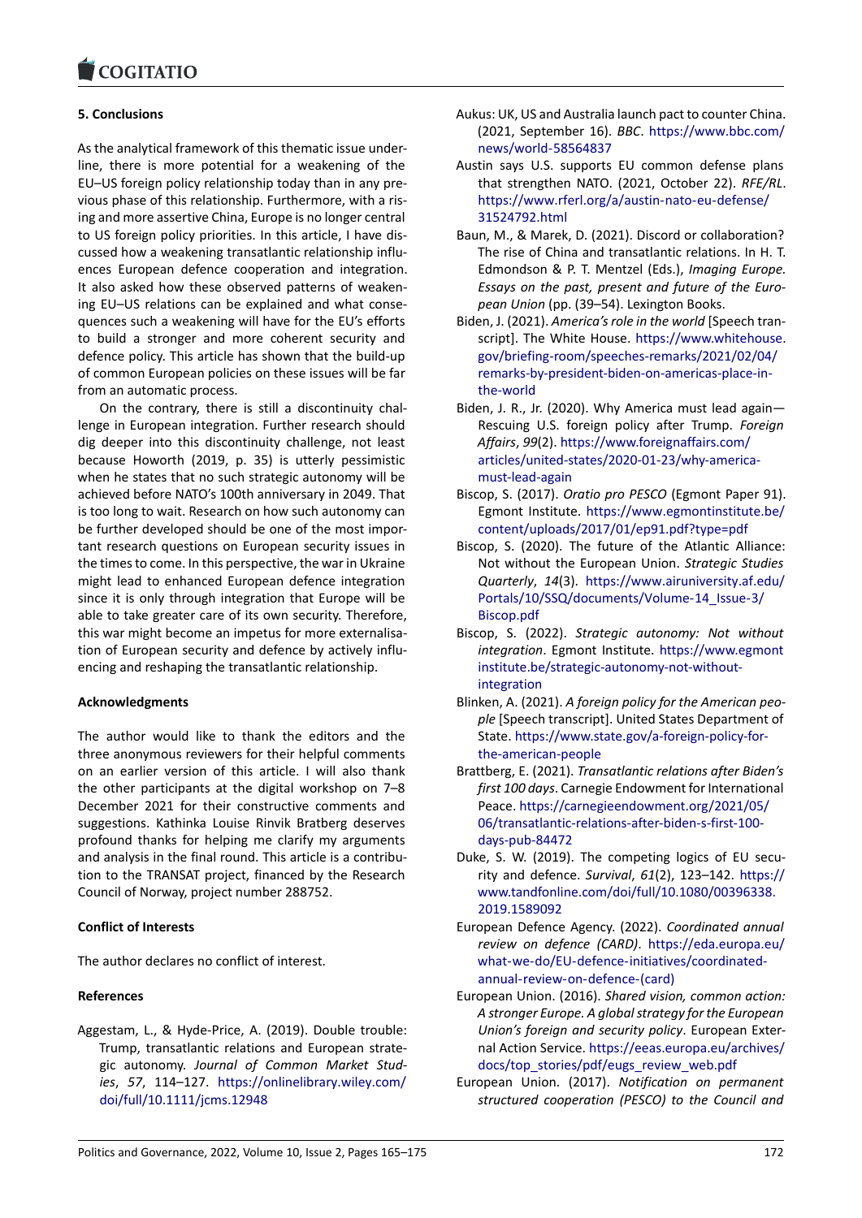## 5. Conclusions

As the analytical framework of this thematic issue underline, there is more potential for a weakening of the EU–US foreign policy relationship today than in any previous phase of this relationship. Furthermore, with a rising and more assertive China, Europe is no longer central to US foreign policy priorities. In this article, I have discussed how a weakening transatlantic relationship influences European defence cooperation and integration. It also asked how these observed patterns of weakening EU–US relations can be explained and what consequences such a weakening will have for the EU's efforts to build a stronger and more coherent security and defence policy. This article has shown that the build-up of common European policies on these issues will be far from an automatic process.

On the contrary, there is still a discontinuity challenge in European integration. Further research should dig deeper into this discontinuity challenge, not least because Howorth (2019, p. 35) is utterly pessimistic when he states that no such strategic autonomy will be achieved before NATO's 100th anniversary in 2049. That is too long to wait. Research on how such autonomy can be further developed should be one of the most important research questions on European security issues in the times to come. In this perspective, the war in Ukraine might lead to enhanced European defence integration since it is only through integration that Europe will be able to take greater care of its own security. Therefore, this war might become an impetus for more externalisation of European security and defence by actively influencing and reshaping the transatlantic relationship.

## Acknowledgments

The author would like to thank the editors and the three anonymous reviewers for their helpful comments on an earlier version of this article. I will also thank the other participants at the digital workshop on 7–8 December 2021 for their constructive comments and suggestions. Kathinka Louise Rinvik Bratberg deserves profound thanks for helping me clarify my arguments and analysis in the final round. This article is a contribution to the TRANSAT project, financed by the Research Council of Norway, project number 288752.

## Conflict of Interests

The author declares no conflict of interest.

## References

Aggestam, L., & Hyde-Price, A. (2019). Double trouble: Trump, transatlantic relations and European strategic autonomy. *Journal of Common Market Studies*, *57*, 114–127. https://onlinelibrary.wiley.com/doi/full/10.1111/jcms.12948

Aukus: UK, US and Australia launch pact to counter China. (2021, September 16). *BBC*. https://www.bbc.com/news/world-58564837

Austin says U.S. supports EU common defense plans that strengthen NATO. (2021, October 22). *RFE/RL*. https://www.rferl.org/a/austin-nato-eu-defense/31524792.html

Baun, M., & Marek, D. (2021). Discord or collaboration? The rise of China and transatlantic relations. In H. T. Edmondson & P. T. Mentzel (Eds.), *Imaging Europe. Essays on the past, present and future of the European Union* (pp. (39–54). Lexington Books.

Biden, J. (2021). *America's role in the world* [Speech transcript]. The White House. https://www.whitehouse.gov/briefing-room/speeches-remarks/2021/02/04/remarks-by-president-biden-on-americas-place-in-the-world

Biden, J. R., Jr. (2020). Why America must lead again—Rescuing U.S. foreign policy after Trump. *Foreign Affairs*, *99*(2). https://www.foreignaffairs.com/articles/united-states/2020-01-23/why-america-must-lead-again

Biscop, S. (2017). *Oratio pro PESCO* (Egmont Paper 91). Egmont Institute. https://www.egmontinstitute.be/content/uploads/2017/01/ep91.pdf?type=pdf

Biscop, S. (2020). The future of the Atlantic Alliance: Not without the European Union. *Strategic Studies Quarterly*, *14*(3). https://www.airuniversity.af.edu/Portals/10/SSQ/documents/Volume-14_Issue-3/Biscop.pdf

Biscop, S. (2022). *Strategic autonomy: Not without integration*. Egmont Institute. https://www.egmontinstitute.be/strategic-autonomy-not-without-integration

Blinken, A. (2021). *A foreign policy for the American people* [Speech transcript]. United States Department of State. https://www.state.gov/a-foreign-policy-for-the-american-people

Brattberg, E. (2021). *Transatlantic relations after Biden's first 100 days*. Carnegie Endowment for International Peace. https://carnegieendowment.org/2021/05/06/transatlantic-relations-after-biden-s-first-100-days-pub-84472

Duke, S. W. (2019). The competing logics of EU security and defence. *Survival*, *61*(2), 123–142. https://www.tandfonline.com/doi/full/10.1080/00396338.2019.1589092

European Defence Agency. (2022). *Coordinated annual review on defence (CARD)*. https://eda.europa.eu/what-we-do/EU-defence-initiatives/coordinated-annual-review-on-defence-(card)

European Union. (2016). *Shared vision, common action: A stronger Europe. A global strategy for the European Union's foreign and security policy*. European External Action Service. https://eeas.europa.eu/archives/docs/top_stories/pdf/eugs_review_web.pdf

European Union. (2017). *Notification on permanent structured cooperation (PESCO) to the Council and*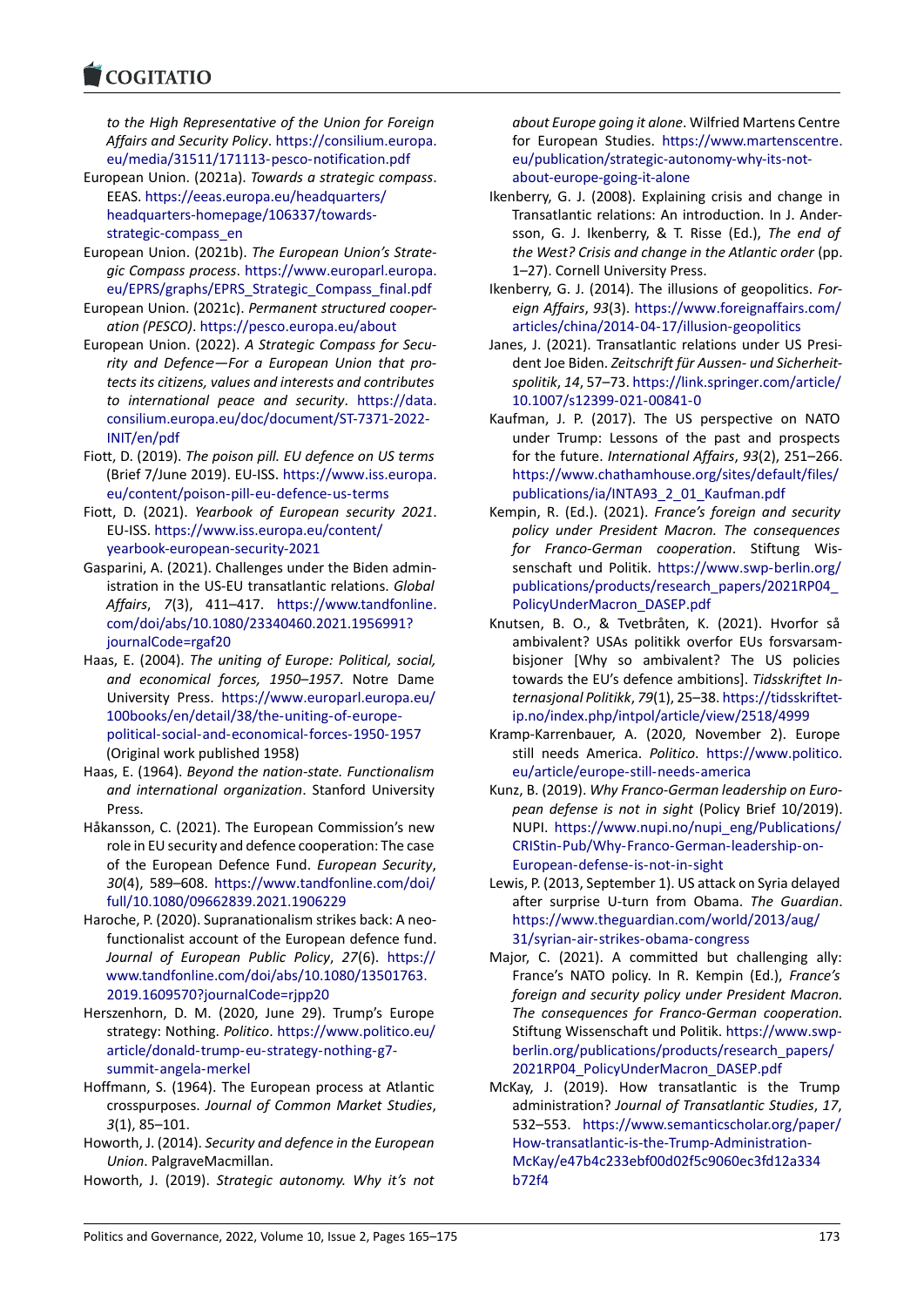to the High Representative of the Union for Foreign Affairs and Security Policy. https://consilium.europa.eu/media/31511/171113-pesco-notification.pdf

European Union. (2021a). *Towards a strategic compass*. EEAS. https://eeas.europa.eu/headquarters/headquarters-homepage/106337/towards-strategic-compass_en

European Union. (2021b). *The European Union's Strategic Compass process*. https://www.europarl.europa.eu/EPRS/graphs/EPRS_Strategic_Compass_final.pdf

European Union. (2021c). *Permanent structured cooperation (PESCO)*. https://pesco.europa.eu/about

European Union. (2022). *A Strategic Compass for Security and Defence—For a European Union that protects its citizens, values and interests and contributes to international peace and security*. https://data.consilium.europa.eu/doc/document/ST-7371-2022-INIT/en/pdf

Fiott, D. (2019). *The poison pill. EU defence on US terms* (Brief 7/June 2019). EU-ISS. https://www.iss.europa.eu/content/poison-pill-eu-defence-us-terms

Fiott, D. (2021). *Yearbook of European security 2021*. EU-ISS. https://www.iss.europa.eu/content/yearbook-european-security-2021

Gasparini, A. (2021). Challenges under the Biden administration in the US-EU transatlantic relations. *Global Affairs*, *7*(3), 411–417. https://www.tandfonline.com/doi/abs/10.1080/23340460.2021.1956991?journalCode=rgaf20

Haas, E. (2004). *The uniting of Europe: Political, social, and economical forces, 1950–1957*. Notre Dame University Press. https://www.europarl.europa.eu/100books/en/detail/38/the-uniting-of-europe-political-social-and-economical-forces-1950-1957 (Original work published 1958)

Haas, E. (1964). *Beyond the nation-state. Functionalism and international organization*. Stanford University Press.

Håkansson, C. (2021). The European Commission's new role in EU security and defence cooperation: The case of the European Defence Fund. *European Security*, *30*(4), 589–608. https://www.tandfonline.com/doi/full/10.1080/09662839.2021.1906229

Haroche, P. (2020). Supranationalism strikes back: A neofunctionalist account of the European defence fund. *Journal of European Public Policy*, *27*(6). https://www.tandfonline.com/doi/abs/10.1080/13501763.2019.1609570?journalCode=rjpp20

Herszenhorn, D. M. (2020, June 29). Trump's Europe strategy: Nothing. *Politico*. https://www.politico.eu/article/donald-trump-eu-strategy-nothing-g7-summit-angela-merkel

Hoffmann, S. (1964). The European process at Atlantic crosspurposes. *Journal of Common Market Studies*, *3*(1), 85–101.

Howorth, J. (2014). *Security and defence in the European Union*. PalgraveMacmillan.

Howorth, J. (2019). *Strategic autonomy. Why it's not about Europe going it alone*. Wilfried Martens Centre for European Studies. https://www.martenscentre.eu/publication/strategic-autonomy-why-its-not-about-europe-going-it-alone

Ikenberry, G. J. (2008). Explaining crisis and change in Transatlantic relations: An introduction. In J. Andersson, G. J. Ikenberry, & T. Risse (Ed.), *The end of the West? Crisis and change in the Atlantic order* (pp. 1–27). Cornell University Press.

Ikenberry, G. J. (2014). The illusions of geopolitics. *Foreign Affairs*, *93*(3). https://www.foreignaffairs.com/articles/china/2014-04-17/illusion-geopolitics

Janes, J. (2021). Transatlantic relations under US President Joe Biden. *Zeitschrift für Aussen- und Sicherheitspolitik*, *14*, 57–73. https://link.springer.com/article/10.1007/s12399-021-00841-0

Kaufman, J. P. (2017). The US perspective on NATO under Trump: Lessons of the past and prospects for the future. *International Affairs*, *93*(2), 251–266. https://www.chathamhouse.org/sites/default/files/publications/ia/INTA93_2_01_Kaufman.pdf

Kempin, R. (Ed.). (2021). *France's foreign and security policy under President Macron. The consequences for Franco-German cooperation*. Stiftung Wissenschaft und Politik. https://www.swp-berlin.org/publications/products/research_papers/2021RP04_PolicyUnderMacron_DASEP.pdf

Knutsen, B. O., & Tvetbråten, K. (2021). Hvorfor så ambivalent? USAs politikk overfor EUs forsvarsambisjoner [Why so ambivalent? The US policies towards the EU's defence ambitions]. *Tidsskriftet Internasjonal Politikk*, *79*(1), 25–38. https://tidsskriftet-ip.no/index.php/intpol/article/view/2518/4999

Kramp-Karrenbauer, A. (2020, November 2). Europe still needs America. *Politico*. https://www.politico.eu/article/europe-still-needs-america

Kunz, B. (2019). *Why Franco-German leadership on European defense is not in sight* (Policy Brief 10/2019). NUPI. https://www.nupi.no/nupi_eng/Publications/CRIStin-Pub/Why-Franco-German-leadership-on-European-defense-is-not-in-sight

Lewis, P. (2013, September 1). US attack on Syria delayed after surprise U-turn from Obama. *The Guardian*. https://www.theguardian.com/world/2013/aug/31/syrian-air-strikes-obama-congress

Major, C. (2021). A committed but challenging ally: France's NATO policy. In R. Kempin (Ed.), *France's foreign and security policy under President Macron. The consequences for Franco-German cooperation*. Stiftung Wissenschaft und Politik. https://www.swp-berlin.org/publications/products/research_papers/2021RP04_PolicyUnderMacron_DASEP.pdf

McKay, J. (2019). How transatlantic is the Trump administration? *Journal of Transatlantic Studies*, *17*, 532–553. https://www.semanticscholar.org/paper/How-transatlantic-is-the-Trump-Administration-McKay/e47b4c233ebf00d02f5c9060ec3fd12a334b72f4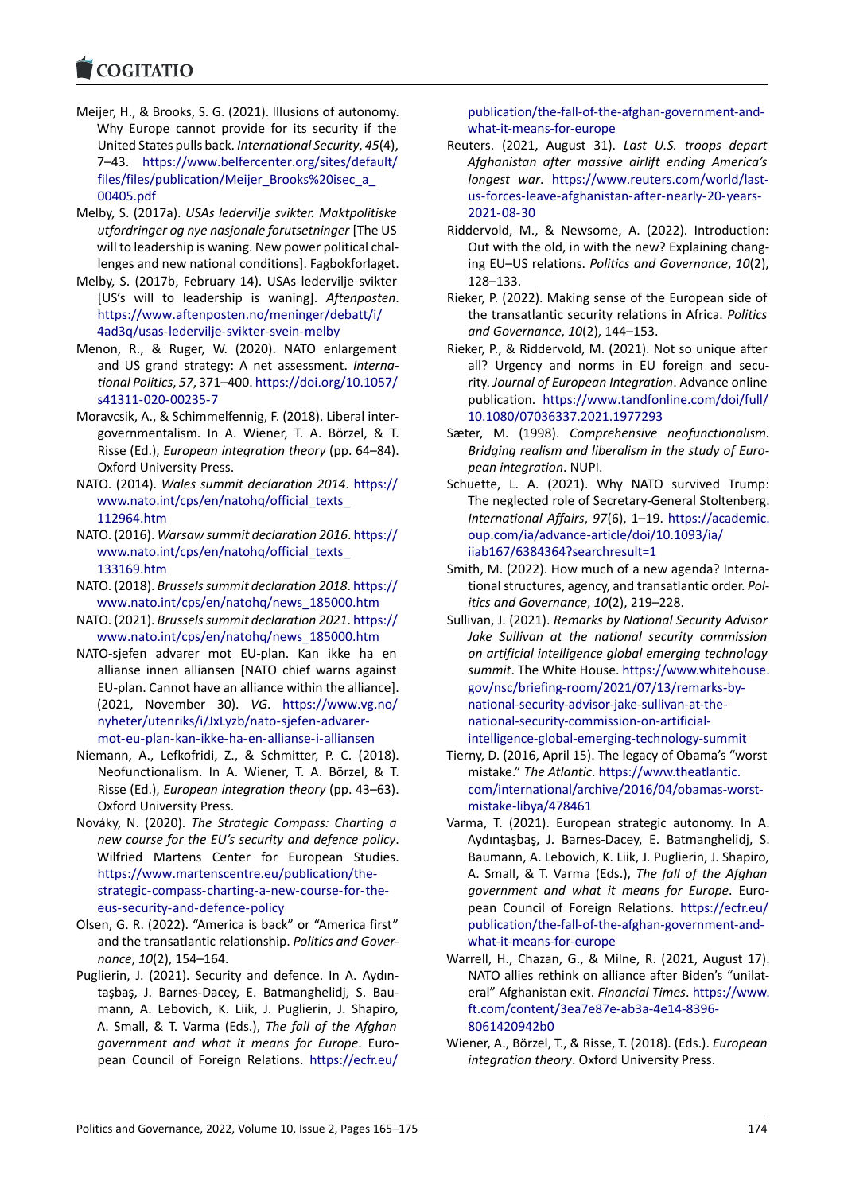Meijer, H., & Brooks, S. G. (2021). Illusions of autonomy. Why Europe cannot provide for its security if the United States pulls back. *International Security*, *45*(4), 7–43. https://www.belfercenter.org/sites/default/files/files/publication/Meijer_Brooks%20isec_a_00405.pdf

Melby, S. (2017a). *USAs ledervilje svikter. Maktpolitiske utfordringer og nye nasjonale forutsetninger* [The US will to leadership is waning. New power political challenges and new national conditions]. Fagbokforlaget.

Melby, S. (2017b, February 14). USAs ledervilje svikter [US's will to leadership is waning]. *Aftenposten*. https://www.aftenposten.no/meninger/debatt/i/4ad3q/usas-ledervilje-svikter-svein-melby

Menon, R., & Ruger, W. (2020). NATO enlargement and US grand strategy: A net assessment. *International Politics*, *57*, 371–400. https://doi.org/10.1057/s41311-020-00235-7

Moravcsik, A., & Schimmelfennig, F. (2018). Liberal intergovernmentalism. In A. Wiener, T. A. Börzel, & T. Risse (Ed.), *European integration theory* (pp. 64–84). Oxford University Press.

NATO. (2014). *Wales summit declaration 2014*. https://www.nato.int/cps/en/natohq/official_texts_112964.htm

NATO. (2016). *Warsaw summit declaration 2016*. https://www.nato.int/cps/en/natohq/official_texts_133169.htm

NATO. (2018). *Brussels summit declaration 2018*. https://www.nato.int/cps/en/natohq/news_185000.htm

NATO. (2021). *Brussels summit declaration 2021*. https://www.nato.int/cps/en/natohq/news_185000.htm

NATO-sjefen advarer mot EU-plan. Kan ikke ha en allianse innen alliansen [NATO chief warns against EU-plan. Cannot have an alliance within the alliance]. (2021, November 30). *VG*. https://www.vg.no/nyheter/utenriks/i/JxLyzb/nato-sjefen-advarer-mot-eu-plan-kan-ikke-ha-en-allianse-i-alliansen

Niemann, A., Lefkofridi, Z., & Schmitter, P. C. (2018). Neofunctionalism. In A. Wiener, T. A. Börzel, & T. Risse (Ed.), *European integration theory* (pp. 43–63). Oxford University Press.

Nováky, N. (2020). *The Strategic Compass: Charting a new course for the EU's security and defence policy*. Wilfried Martens Center for European Studies. https://www.martenscentre.eu/publication/the-strategic-compass-charting-a-new-course-for-the-eus-security-and-defence-policy

Olsen, G. R. (2022). "America is back" or "America first" and the transatlantic relationship. *Politics and Governance*, *10*(2), 154–164.

Puglierin, J. (2021). Security and defence. In A. Aydıntaşbaş, J. Barnes-Dacey, E. Batmanghelidj, S. Baumann, A. Lebovich, K. Liik, J. Puglierin, J. Shapiro, A. Small, & T. Varma (Eds.), *The fall of the Afghan government and what it means for Europe*. European Council of Foreign Relations. https://ecfr.eu/publication/the-fall-of-the-afghan-government-and-what-it-means-for-europe

Reuters. (2021, August 31). *Last U.S. troops depart Afghanistan after massive airlift ending America's longest war*. https://www.reuters.com/world/last-us-forces-leave-afghanistan-after-nearly-20-years-2021-08-30

Riddervold, M., & Newsome, A. (2022). Introduction: Out with the old, in with the new? Explaining changing EU–US relations. *Politics and Governance*, *10*(2), 128–133.

Rieker, P. (2022). Making sense of the European side of the transatlantic security relations in Africa. *Politics and Governance*, *10*(2), 144–153.

Rieker, P., & Riddervold, M. (2021). Not so unique after all? Urgency and norms in EU foreign and security. *Journal of European Integration*. Advance online publication. https://www.tandfonline.com/doi/full/10.1080/07036337.2021.1977293

Sæter, M. (1998). *Comprehensive neofunctionalism. Bridging realism and liberalism in the study of European integration*. NUPI.

Schuette, L. A. (2021). Why NATO survived Trump: The neglected role of Secretary-General Stoltenberg. *International Affairs*, *97*(6), 1–19. https://academic.oup.com/ia/advance-article/doi/10.1093/ia/iiab167/6384364?searchresult=1

Smith, M. (2022). How much of a new agenda? International structures, agency, and transatlantic order. *Politics and Governance*, *10*(2), 219–228.

Sullivan, J. (2021). *Remarks by National Security Advisor Jake Sullivan at the national security commission on artificial intelligence global emerging technology summit*. The White House. https://www.whitehouse.gov/nsc/briefing-room/2021/07/13/remarks-by-national-security-advisor-jake-sullivan-at-the-national-security-commission-on-artificial-intelligence-global-emerging-technology-summit

Tierny, D. (2016, April 15). The legacy of Obama's "worst mistake." *The Atlantic*. https://www.theatlantic.com/international/archive/2016/04/obamas-worst-mistake-libya/478461

Varma, T. (2021). European strategic autonomy. In A. Aydıntaşbaş, J. Barnes-Dacey, E. Batmanghelidj, S. Baumann, A. Lebovich, K. Liik, J. Puglierin, J. Shapiro, A. Small, & T. Varma (Eds.), *The fall of the Afghan government and what it means for Europe*. European Council of Foreign Relations. https://ecfr.eu/publication/the-fall-of-the-afghan-government-and-what-it-means-for-europe

Warrell, H., Chazan, G., & Milne, R. (2021, August 17). NATO allies rethink on alliance after Biden's "unilateral" Afghanistan exit. *Financial Times*. https://www.ft.com/content/3ea7e87e-ab3a-4e14-8396-8061420942b0

Wiener, A., Börzel, T., & Risse, T. (2018). (Eds.). *European integration theory*. Oxford University Press.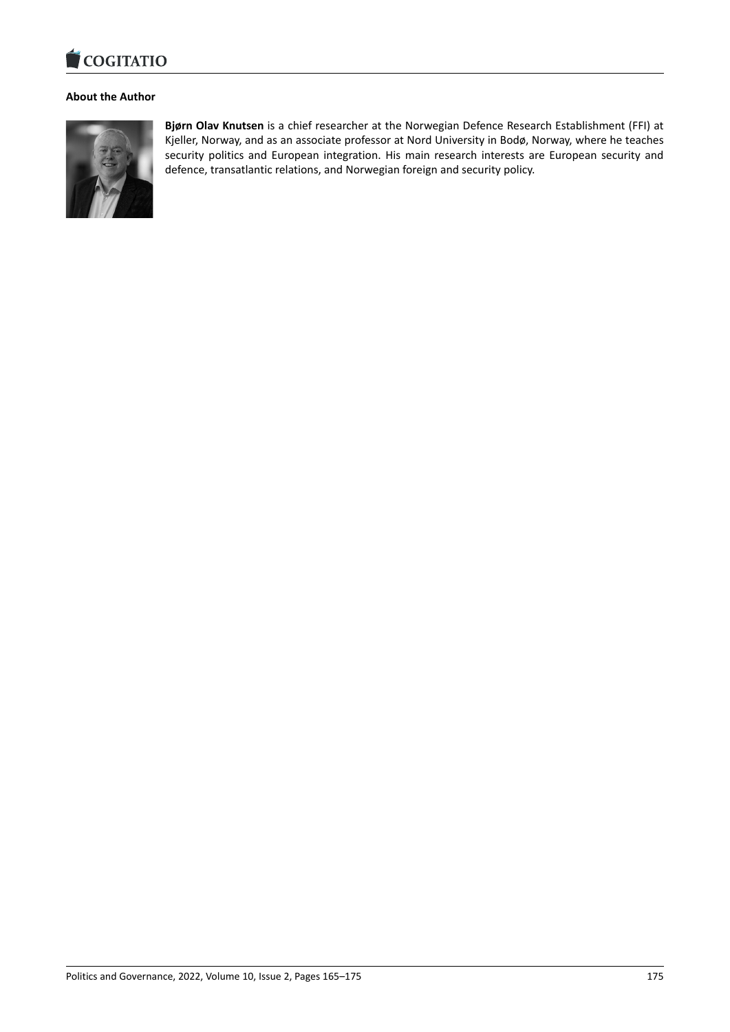**About the Author**

**Bjørn Olav Knutsen** is a chief researcher at the Norwegian Defence Research Establishment (FFI) at Kjeller, Norway, and as an associate professor at Nord University in Bodø, Norway, where he teaches security politics and European integration. His main research interests are European security and defence, transatlantic relations, and Norwegian foreign and security policy.